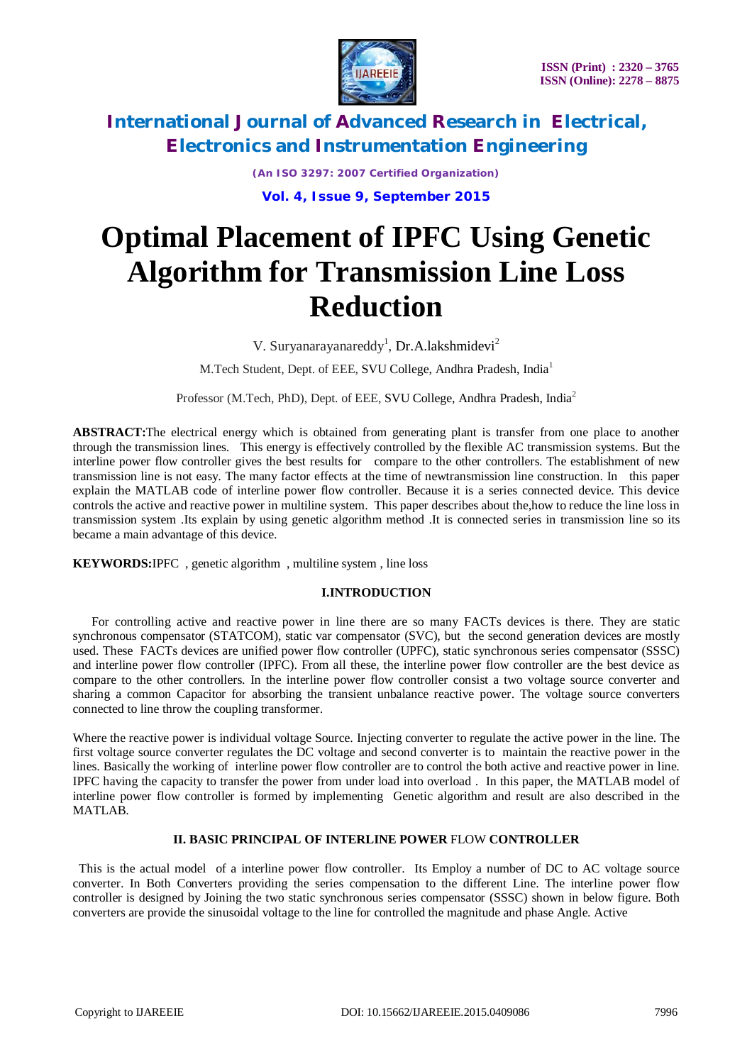# Optimal Placement of IPFC Using Genetic Algorithm for Transmission Line Loss Reduction

V. Suryanarayanareddy[1], Dr.A.lakshmidevi[2]

M.Tech Student, Dept. of EEE, SVU College, Andhra Pradesh, India[1]

Professor (M.Tech, PhD), Dept. of EEE, SVU College, Andhra Pradesh, India[2]

**ABSTRACT:**The electrical energy which is obtained from generating plant is transfer from one place to another through the transmission lines. This energy is effectively controlled by the flexible AC transmission systems. But the interline power flow controller gives the best results for compare to the other controllers. The establishment of new transmission line is not easy. The many factor effects at the time of newtransmission line construction. In this paper explain the MATLAB code of interline power flow controller. Because it is a series connected device. This device controls the active and reactive power in multiline system. This paper describes about the,how to reduce the line loss in transmission system .Its explain by using genetic algorithm method .It is connected series in transmission line so its became a main advantage of this device.

**KEYWORDS:**IPFC , genetic algorithm , multiline system , line loss

## I.INTRODUCTION

For controlling active and reactive power in line there are so many FACTs devices is there. They are static synchronous compensator (STATCOM), static var compensator (SVC), but the second generation devices are mostly used. These FACTs devices are unified power flow controller (UPFC), static synchronous series compensator (SSSC) and interline power flow controller (IPFC). From all these, the interline power flow controller are the best device as compare to the other controllers. In the interline power flow controller consist a two voltage source converter and sharing a common Capacitor for absorbing the transient unbalance reactive power. The voltage source converters connected to line throw the coupling transformer.

Where the reactive power is individual voltage Source. Injecting converter to regulate the active power in the line. The first voltage source converter regulates the DC voltage and second converter is to maintain the reactive power in the lines. Basically the working of interline power flow controller are to control the both active and reactive power in line. IPFC having the capacity to transfer the power from under load into overload . In this paper, the MATLAB model of interline power flow controller is formed by implementing Genetic algorithm and result are also described in the MATLAB.

## II. BASIC PRINCIPAL OF INTERLINE POWER FLOW CONTROLLER

This is the actual model of a interline power flow controller. Its Employ a number of DC to AC voltage source converter. In Both Converters providing the series compensation to the different Line. The interline power flow controller is designed by Joining the two static synchronous series compensator (SSSC) shown in below figure. Both converters are provide the sinusoidal voltage to the line for controlled the magnitude and phase Angle. Active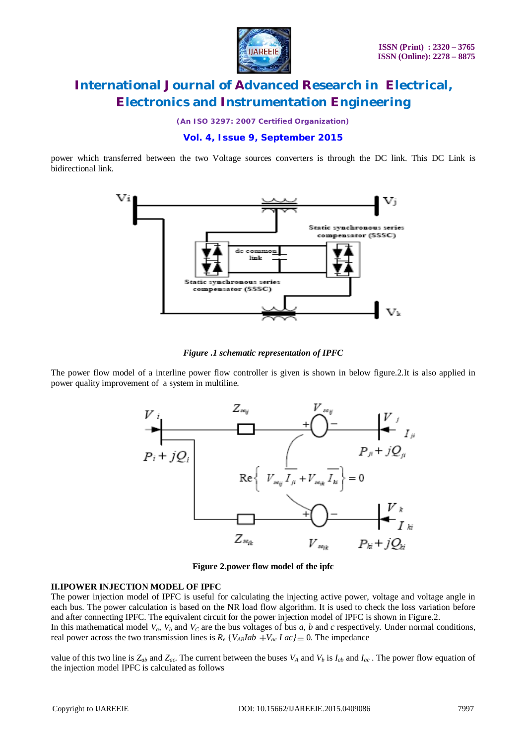power which transferred between the two Voltage sources converters is through the DC link. This DC Link is bidirectional link.

*Figure .1 schematic representation of IPFC*

The power flow model of a interline power flow controller is given is shown in below figure.2.It is also applied in power quality improvement of a system in multiline.

**Figure 2.power flow model of the ipfc**

### II.IPOWER INJECTION MODEL OF IPFC

The power injection model of IPFC is useful for calculating the injecting active power, voltage and voltage angle in each bus. The power calculation is based on the NR load flow algorithm. It is used to check the loss variation before and after connecting IPFC. The equivalent circuit for the power injection model of IPFC is shown in Figure.2.

In this mathematical model $V_a$, $V_b$ and $V_C$ are the bus voltages of bus *a*, *b* and *c* respectively. Under normal conditions, real power across the two transmission lines is $R_e$ $\{V_{AB}Iab + V_{ac}\ I\ ac\} = 0$. The impedance

value of this two line is $Z_{ab}$ and $Z_{ac}$. The current between the buses $V_A$ and $V_b$ is $I_{ab}$ and $I_{ac}$ . The power flow equation of the injection model IPFC is calculated as follows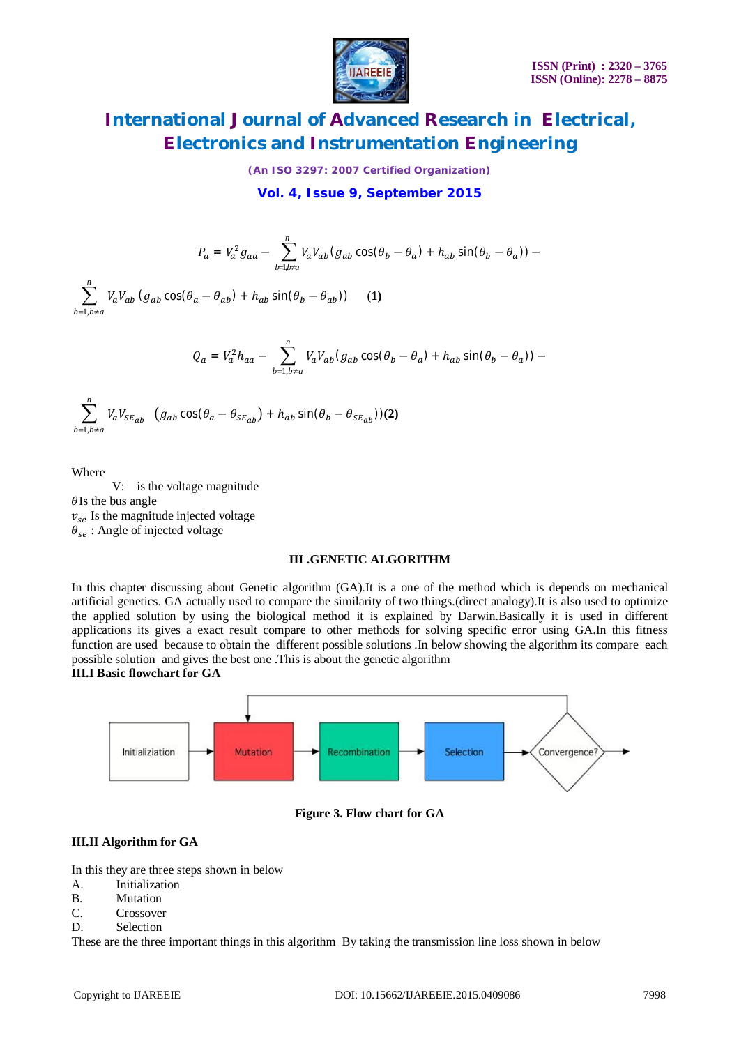$$P_a = V_a^2 g_{aa} - \sum_{b=1,b\neq a}^{n} V_a V_{ab}(g_{ab}\cos(\theta_b - \theta_a) + h_{ab}\sin(\theta_b - \theta_a)) -$$

$$\sum_{b=1,b\neq a}^{n} V_a V_{ab}\,(g_{ab}\cos(\theta_a - \theta_{ab}) + h_{ab}\sin(\theta_b - \theta_{ab})) \qquad \textbf{(1)}$$

$$Q_a = V_a^2 h_{aa} - \sum_{b=1,b\neq a}^{n} V_a V_{ab}(g_{ab}\cos(\theta_b - \theta_a) + h_{ab}\sin(\theta_b - \theta_a)) -$$

$$\sum_{b=1,b\neq a}^{n} V_a V_{SE_{ab}}\ \left(g_{ab}\cos(\theta_a - \theta_{SE_{ab}}) + h_{ab}\sin(\theta_b - \theta_{SE_{ab}})\right) \textbf{(2)}$$

Where

V: is the voltage magnitude

$\theta$Is the bus angle

$v_{se}$ Is the magnitude injected voltage

$\theta_{se}$ : Angle of injected voltage

## III .GENETIC ALGORITHM

In this chapter discussing about Genetic algorithm (GA).It is a one of the method which is depends on mechanical artificial genetics. GA actually used to compare the similarity of two things.(direct analogy).It is also used to optimize the applied solution by using the biological method it is explained by Darwin.Basically it is used in different applications its gives a exact result compare to other methods for solving specific error using GA.In this fitness function are used because to obtain the different possible solutions .In below showing the algorithm its compare each possible solution and gives the best one .This is about the genetic algorithm

### III.I Basic flowchart for GA

Initializiation → Mutation → Recombination → Selection → Convergence? →

**Figure 3. Flow chart for GA**

### III.II Algorithm for GA

In this they are three steps shown in below

A. Initialization
B. Mutation
C. Crossover
D. Selection

These are the three important things in this algorithm By taking the transmission line loss shown in below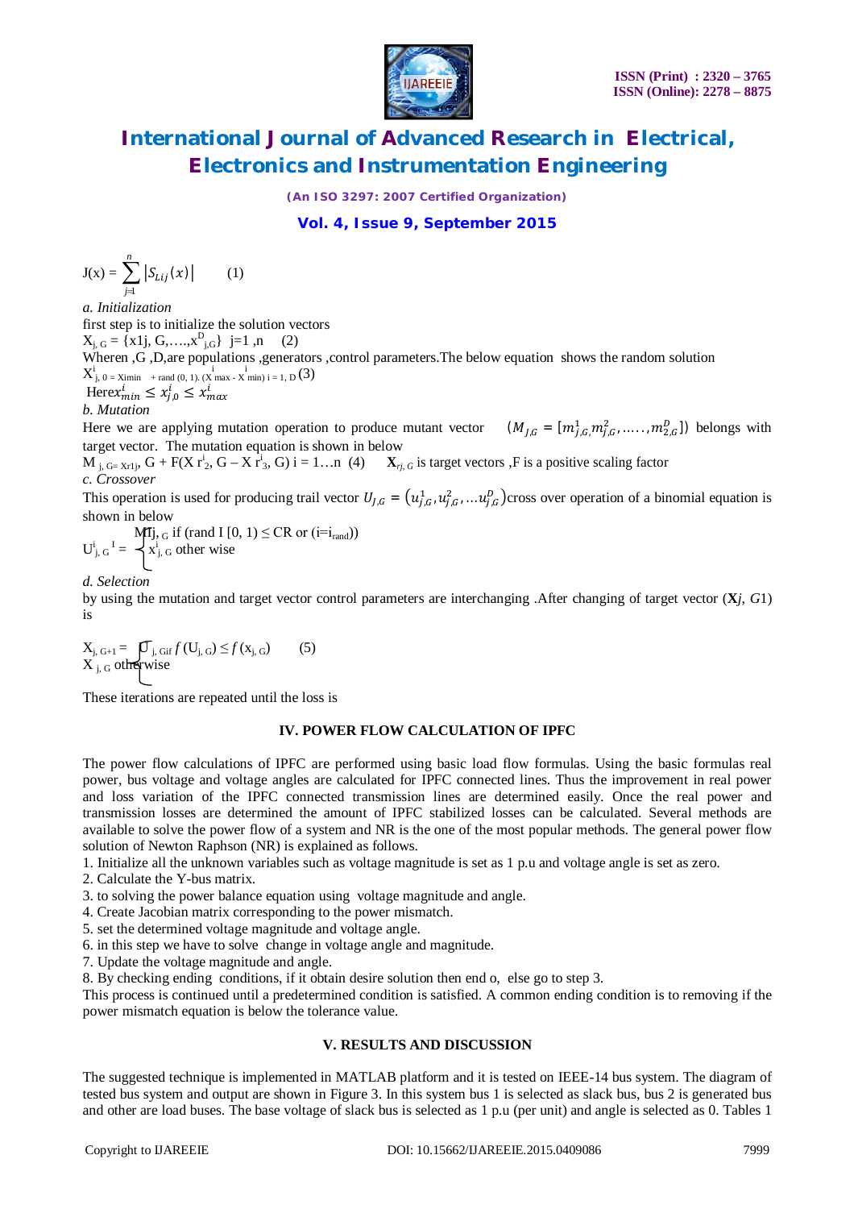$$J(x) = \sum_{j=1}^{n} \left|S_{Lij}(x)\right| \qquad (1)$$

*a. Initialization*

first step is to initialize the solution vectors

$X_{j,G} = \{x1j, G,\ldots.,x^{D}_{j,G}\}$ j=1 ,n (2)

Wheren ,G ,D,are populations ,generators ,control parameters.The below equation shows the random solution

$X^{i}_{j,0} = Ximin + rand(0,1).(X^{i}max - X^{i}min)$ $i = 1, D$ (3)

Here$x^{i}_{min} \leq x^{i}_{j,0} \leq x^{i}_{max}$

*b. Mutation*

Here we are applying mutation operation to produce mutant vector $(M_{J,G} = [m^{1}_{j,G}, m^{2}_{j,G}, \ldots\ldots, m^{D}_{2,G}])$ belongs with target vector. The mutation equation is shown in below

$M_{j,G=Xr1j}$, $G + F(X r^{i}_{2}, G - X r^{i}_{3}, G)$ i = 1…n (4) $\mathbf{X}_{rj,G}$ is target vectors ,F is a positive scaling factor

*c. Crossover*

This operation is used for producing trail vector $U_{J,G} = (u^{1}_{j,G}, u^{2}_{j,G}, \ldots u^{D}_{j,G})$cross over operation of a binomial equation is shown in below

$$U^{i}_{j,G}{}^{I} = \begin{cases} Mij,_{G} \text{ if } (\text{rand I } [0, 1) \leq CR \text{ or } (i=i_{rand})) \\ x^{i}_{j,G} \text{ other wise} \end{cases}$$

*d. Selection*

by using the mutation and target vector control parameters are interchanging .After changing of target vector ($\mathbf{X}j$, $G1$) is

$$X_{j,G+1} = \begin{cases} U_{j,G} \text{ if } f(U_{j,G}) \leq f(x_{j,G}) \\ X_{j,G} \text{ otherwise} \end{cases} \qquad (5)$$

These iterations are repeated until the loss is

## IV. POWER FLOW CALCULATION OF IPFC

The power flow calculations of IPFC are performed using basic load flow formulas. Using the basic formulas real power, bus voltage and voltage angles are calculated for IPFC connected lines. Thus the improvement in real power and loss variation of the IPFC connected transmission lines are determined easily. Once the real power and transmission losses are determined the amount of IPFC stabilized losses can be calculated. Several methods are available to solve the power flow of a system and NR is the one of the most popular methods. The general power flow solution of Newton Raphson (NR) is explained as follows.

1. Initialize all the unknown variables such as voltage magnitude is set as 1 p.u and voltage angle is set as zero.
2. Calculate the Y-bus matrix.
3. to solving the power balance equation using voltage magnitude and angle.
4. Create Jacobian matrix corresponding to the power mismatch.
5. set the determined voltage magnitude and voltage angle.
6. in this step we have to solve change in voltage angle and magnitude.
7. Update the voltage magnitude and angle.
8. By checking ending conditions, if it obtain desire solution then end o, else go to step 3.

This process is continued until a predetermined condition is satisfied. A common ending condition is to removing if the power mismatch equation is below the tolerance value.

## V. RESULTS AND DISCUSSION

The suggested technique is implemented in MATLAB platform and it is tested on IEEE-14 bus system. The diagram of tested bus system and output are shown in Figure 3. In this system bus 1 is selected as slack bus, bus 2 is generated bus and other are load buses. The base voltage of slack bus is selected as 1 p.u (per unit) and angle is selected as 0. Tables 1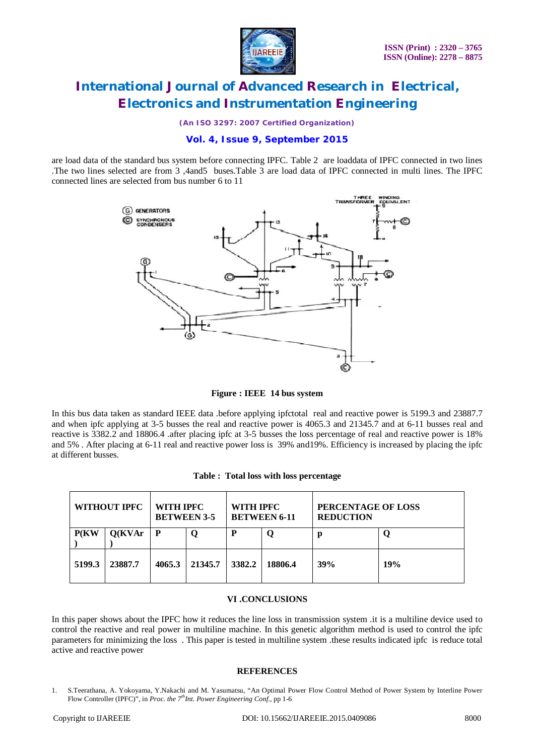are load data of the standard bus system before connecting IPFC. Table 2 are loaddata of IPFC connected in two lines .The two lines selected are from 3 ,4and5 buses.Table 3 are load data of IPFC connected in multi lines. The IPFC connected lines are selected from bus number 6 to 11

**Figure : IEEE 14 bus system**

In this bus data taken as standard IEEE data .before applying ipfctotal real and reactive power is 5199.3 and 23887.7 and when ipfc applying at 3-5 busses the real and reactive power is 4065.3 and 21345.7 and at 6-11 busses real and reactive is 3382.2 and 18806.4 .after placing ipfc at 3-5 busses the loss percentage of real and reactive power is 18% and 5% . After placing at 6-11 real and reactive power loss is 39% and19%. Efficiency is increased by placing the ipfc at different busses.

**Table : Total loss with loss percentage**

| WITHOUT IPFC | | WITH IPFC BETWEEN 3-5 | | WITH IPFC BETWEEN 6-11 | | PERCENTAGE OF LOSS REDUCTION | |
|---|---|---|---|---|---|---|---|
| P(KW) | Q(KVAr) | P | Q | P | Q | p | Q |
| 5199.3 | 23887.7 | 4065.3 | 21345.7 | 3382.2 | 18806.4 | 39% | 19% |

## VI .CONCLUSIONS

In this paper shows about the IPFC how it reduces the line loss in transmission system .it is a multiline device used to control the reactive and real power in multiline machine. In this genetic algorithm method is used to control the ipfc parameters for minimizing the loss . This paper is tested in multiline system .these results indicated ipfc is reduce total active and reactive power

## REFERENCES

1. S.Teerathana, A. Yokoyama, Y.Nakachi and M. Yasumatsu, "An Optimal Power Flow Control Method of Power System by Interline Power Flow Controller (IPFC)", in *Proc. the 7th Int. Power Engineering Conf.*, pp 1-6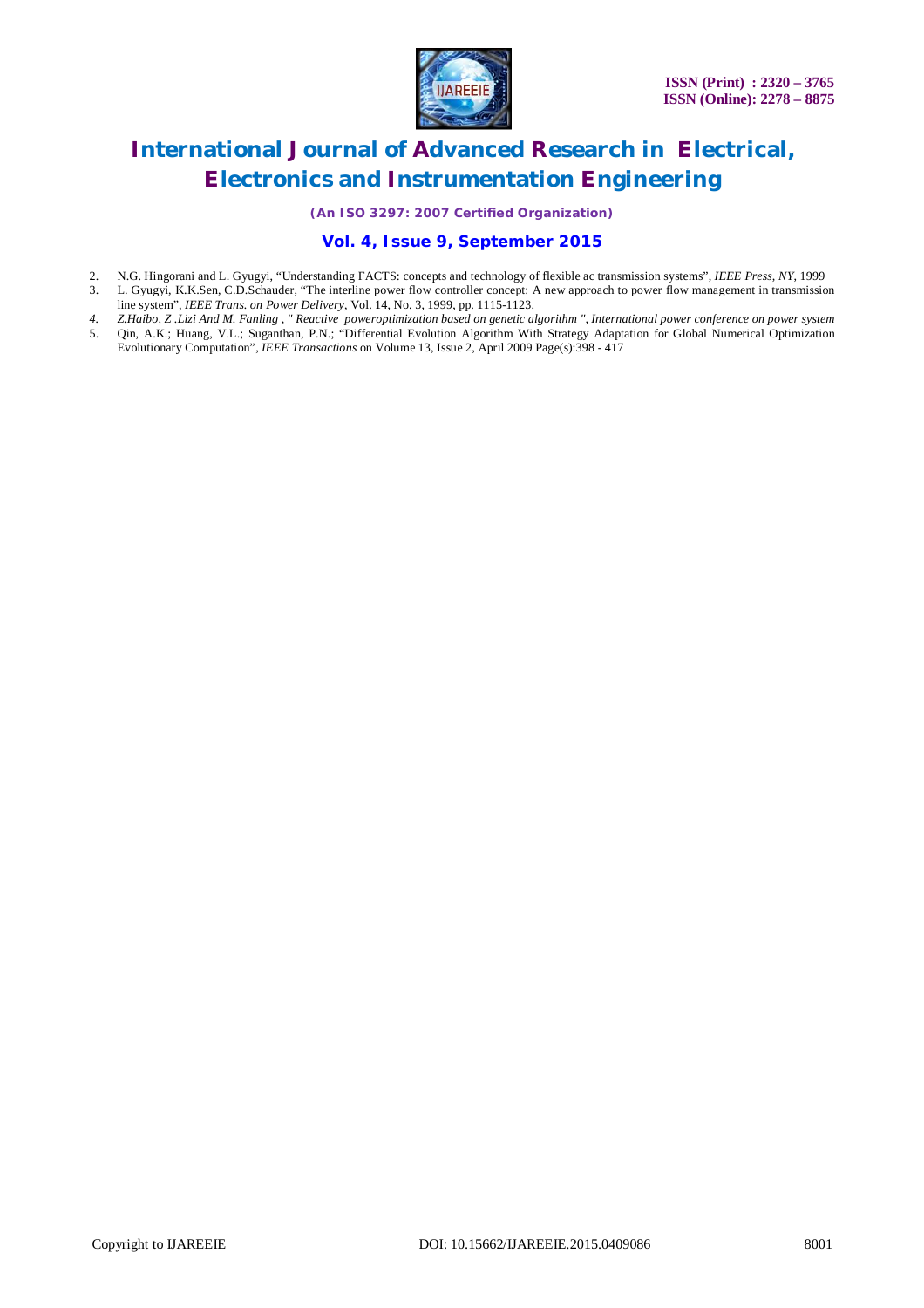2. N.G. Hingorani and L. Gyugyi, "Understanding FACTS: concepts and technology of flexible ac transmission systems", *IEEE Press, NY*, 1999
3. L. Gyugyi, K.K.Sen, C.D.Schauder, "The interline power flow controller concept: A new approach to power flow management in transmission line system", *IEEE Trans. on Power Delivery*, Vol. 14, No. 3, 1999, pp. 1115-1123.
4. *Z.Haibo, Z .Lizi And M. Fanling , " Reactive poweroptimization based on genetic algorithm ", International power conference on power system*
5. Qin, A.K.; Huang, V.L.; Suganthan, P.N.; "Differential Evolution Algorithm With Strategy Adaptation for Global Numerical Optimization Evolutionary Computation", *IEEE Transactions* on Volume 13, Issue 2, April 2009 Page(s):398 - 417